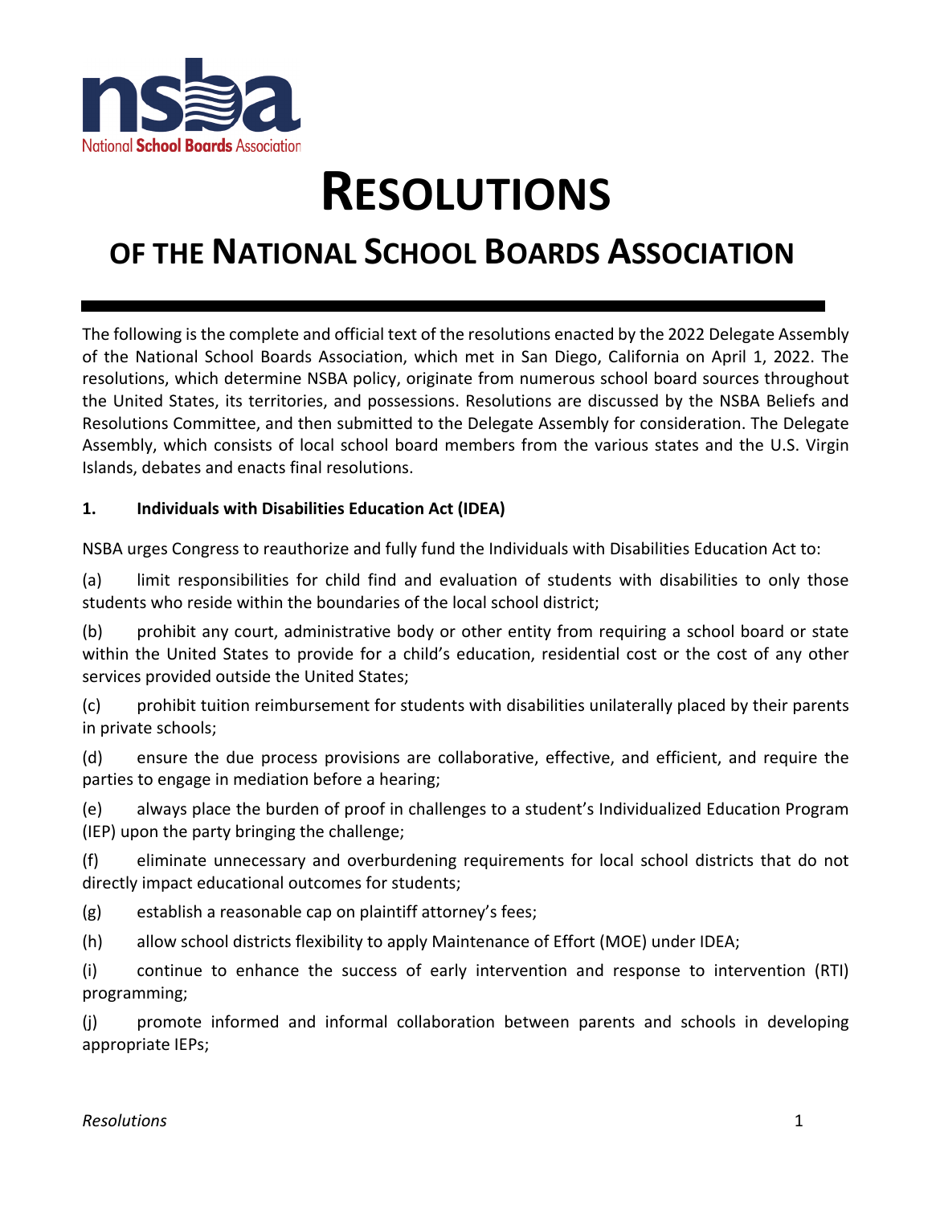# RESOLUTIONS

## OF THE NATIONAL SCHOOL BOARDS ASSOCIATION

The following is the complete and official text of the resolutions enacted by the 2022 Delegate Assembly of the National School Boards Association, which met in San Diego, California on April 1, 2022. The resolutions, which determine NSBA policy, originate from numerous school board sources throughout the United States, its territories, and possessions. Resolutions are discussed by the NSBA Beliefs and Resolutions Committee, and then submitted to the Delegate Assembly for consideration. The Delegate Assembly, which consists of local school board members from the various states and the U.S. Virgin Islands, debates and enacts final resolutions.

### 1. Individuals with Disabilities Education Act (IDEA)

NSBA urges Congress to reauthorize and fully fund the Individuals with Disabilities Education Act to:

(a) limit responsibilities for child find and evaluation of students with disabilities to only those students who reside within the boundaries of the local school district;

(b) prohibit any court, administrative body or other entity from requiring a school board or state within the United States to provide for a child's education, residential cost or the cost of any other services provided outside the United States;

(c) prohibit tuition reimbursement for students with disabilities unilaterally placed by their parents in private schools;

(d) ensure the due process provisions are collaborative, effective, and efficient, and require the parties to engage in mediation before a hearing;

(e) always place the burden of proof in challenges to a student's Individualized Education Program (IEP) upon the party bringing the challenge;

(f) eliminate unnecessary and overburdening requirements for local school districts that do not directly impact educational outcomes for students;

(g) establish a reasonable cap on plaintiff attorney's fees;

(h) allow school districts flexibility to apply Maintenance of Effort (MOE) under IDEA;

(i) continue to enhance the success of early intervention and response to intervention (RTI) programming;

(j) promote informed and informal collaboration between parents and schools in developing appropriate IEPs;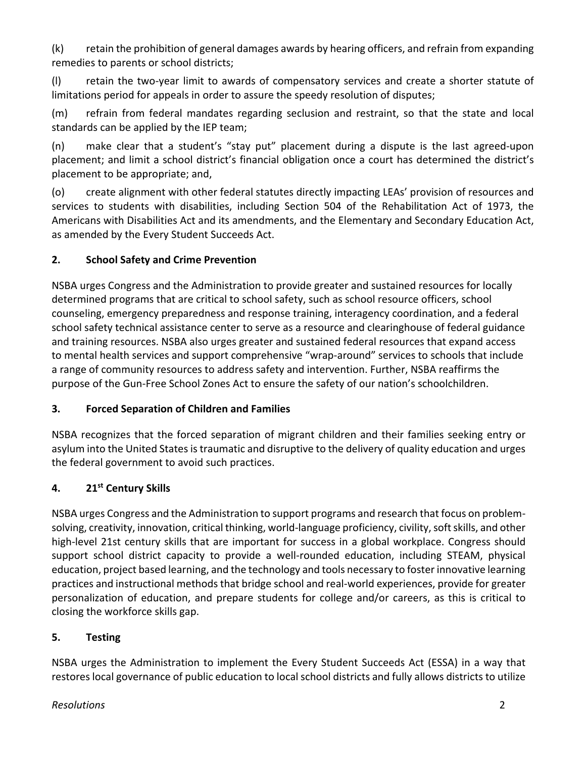(k) retain the prohibition of general damages awards by hearing officers, and refrain from expanding remedies to parents or school districts;

(l) retain the two-year limit to awards of compensatory services and create a shorter statute of limitations period for appeals in order to assure the speedy resolution of disputes;

(m) refrain from federal mandates regarding seclusion and restraint, so that the state and local standards can be applied by the IEP team;

(n) make clear that a student's "stay put" placement during a dispute is the last agreed-upon placement; and limit a school district's financial obligation once a court has determined the district's placement to be appropriate; and,

(o) create alignment with other federal statutes directly impacting LEAs' provision of resources and services to students with disabilities, including Section 504 of the Rehabilitation Act of 1973, the Americans with Disabilities Act and its amendments, and the Elementary and Secondary Education Act, as amended by the Every Student Succeeds Act.

## 2. School Safety and Crime Prevention

NSBA urges Congress and the Administration to provide greater and sustained resources for locally determined programs that are critical to school safety, such as school resource officers, school counseling, emergency preparedness and response training, interagency coordination, and a federal school safety technical assistance center to serve as a resource and clearinghouse of federal guidance and training resources. NSBA also urges greater and sustained federal resources that expand access to mental health services and support comprehensive "wrap-around" services to schools that include a range of community resources to address safety and intervention. Further, NSBA reaffirms the purpose of the Gun-Free School Zones Act to ensure the safety of our nation's schoolchildren.

## 3. Forced Separation of Children and Families

NSBA recognizes that the forced separation of migrant children and their families seeking entry or asylum into the United States is traumatic and disruptive to the delivery of quality education and urges the federal government to avoid such practices.

## 4. 21st Century Skills

NSBA urges Congress and the Administration to support programs and research that focus on problem-solving, creativity, innovation, critical thinking, world-language proficiency, civility, soft skills, and other high-level 21st century skills that are important for success in a global workplace. Congress should support school district capacity to provide a well-rounded education, including STEAM, physical education, project based learning, and the technology and tools necessary to foster innovative learning practices and instructional methods that bridge school and real-world experiences, provide for greater personalization of education, and prepare students for college and/or careers, as this is critical to closing the workforce skills gap.

## 5. Testing

NSBA urges the Administration to implement the Every Student Succeeds Act (ESSA) in a way that restores local governance of public education to local school districts and fully allows districts to utilize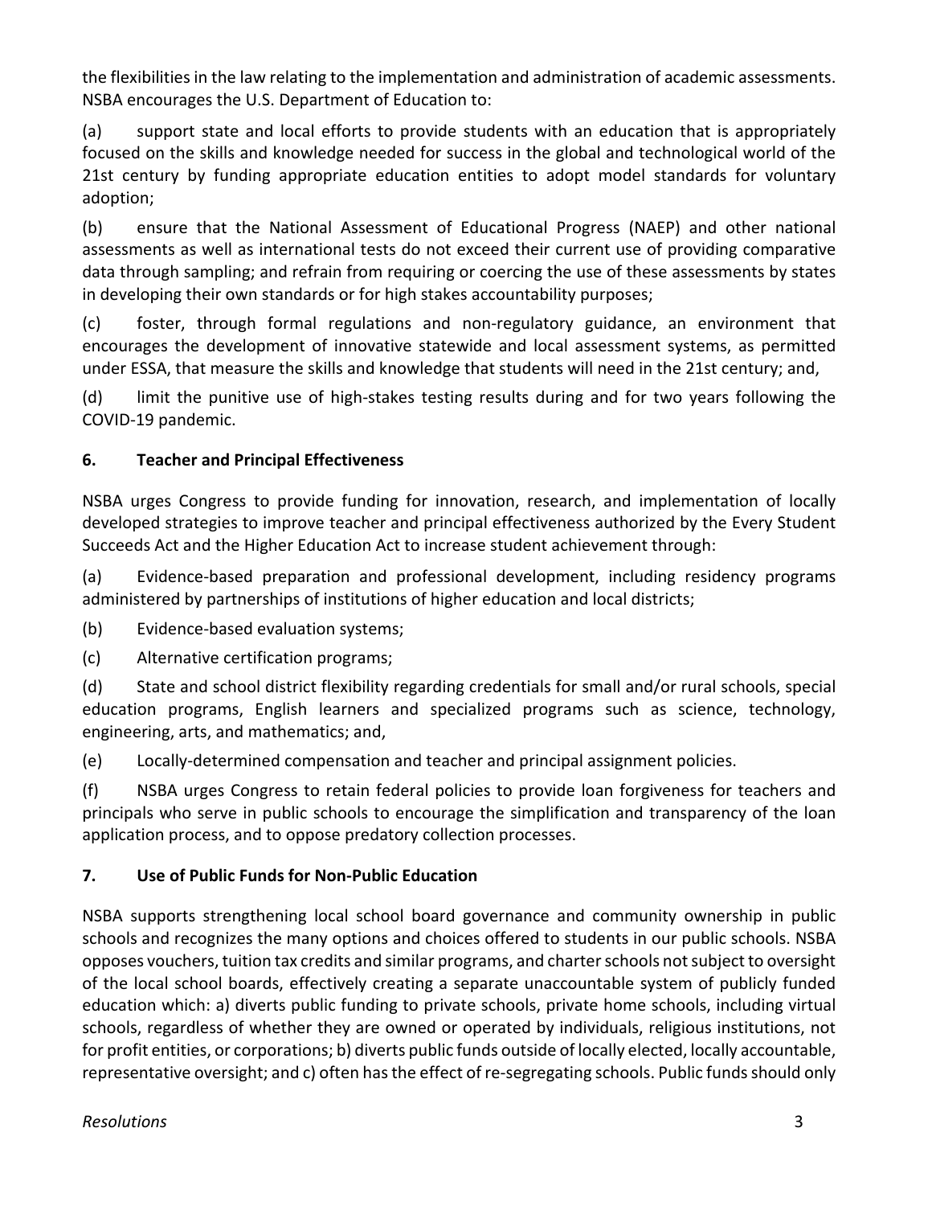the flexibilities in the law relating to the implementation and administration of academic assessments. NSBA encourages the U.S. Department of Education to:

(a) support state and local efforts to provide students with an education that is appropriately focused on the skills and knowledge needed for success in the global and technological world of the 21st century by funding appropriate education entities to adopt model standards for voluntary adoption;

(b) ensure that the National Assessment of Educational Progress (NAEP) and other national assessments as well as international tests do not exceed their current use of providing comparative data through sampling; and refrain from requiring or coercing the use of these assessments by states in developing their own standards or for high stakes accountability purposes;

(c) foster, through formal regulations and non-regulatory guidance, an environment that encourages the development of innovative statewide and local assessment systems, as permitted under ESSA, that measure the skills and knowledge that students will need in the 21st century; and,

(d) limit the punitive use of high-stakes testing results during and for two years following the COVID-19 pandemic.

### 6. Teacher and Principal Effectiveness

NSBA urges Congress to provide funding for innovation, research, and implementation of locally developed strategies to improve teacher and principal effectiveness authorized by the Every Student Succeeds Act and the Higher Education Act to increase student achievement through:

(a) Evidence-based preparation and professional development, including residency programs administered by partnerships of institutions of higher education and local districts;

(b) Evidence-based evaluation systems;

(c) Alternative certification programs;

(d) State and school district flexibility regarding credentials for small and/or rural schools, special education programs, English learners and specialized programs such as science, technology, engineering, arts, and mathematics; and,

(e) Locally-determined compensation and teacher and principal assignment policies.

(f) NSBA urges Congress to retain federal policies to provide loan forgiveness for teachers and principals who serve in public schools to encourage the simplification and transparency of the loan application process, and to oppose predatory collection processes.

### 7. Use of Public Funds for Non-Public Education

NSBA supports strengthening local school board governance and community ownership in public schools and recognizes the many options and choices offered to students in our public schools. NSBA opposes vouchers, tuition tax credits and similar programs, and charter schools not subject to oversight of the local school boards, effectively creating a separate unaccountable system of publicly funded education which: a) diverts public funding to private schools, private home schools, including virtual schools, regardless of whether they are owned or operated by individuals, religious institutions, not for profit entities, or corporations; b) diverts public funds outside of locally elected, locally accountable, representative oversight; and c) often has the effect of re-segregating schools. Public funds should only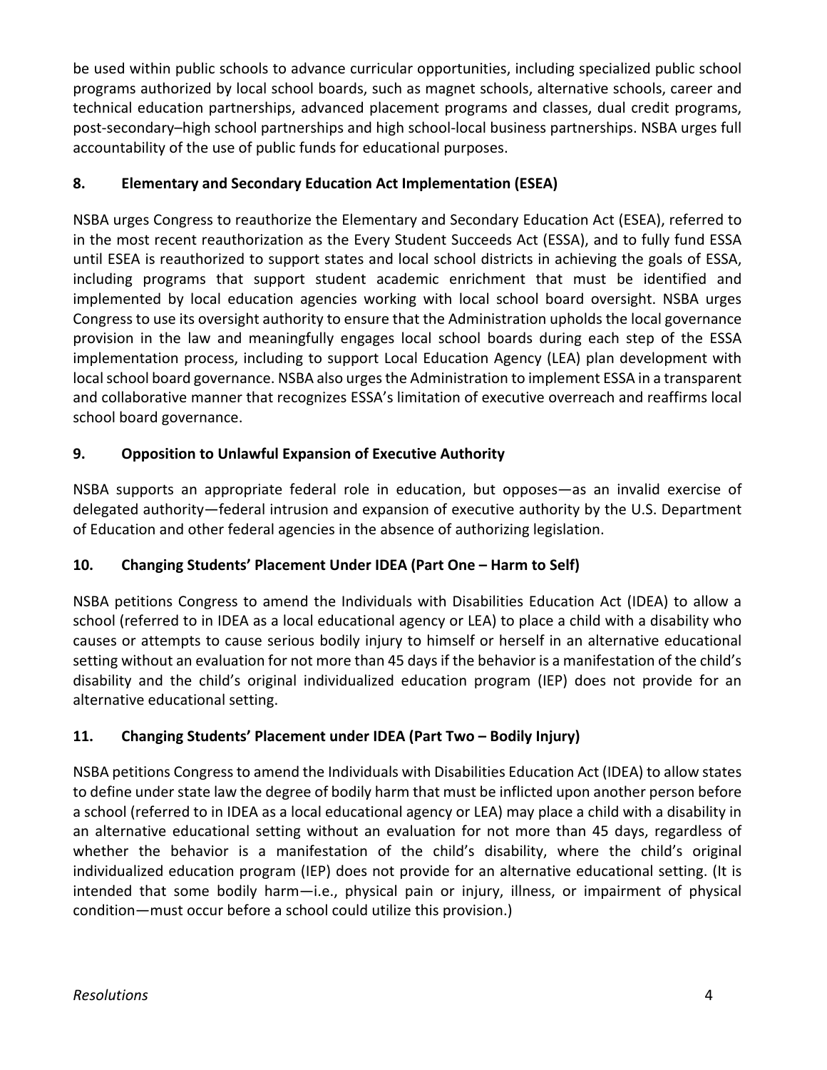be used within public schools to advance curricular opportunities, including specialized public school programs authorized by local school boards, such as magnet schools, alternative schools, career and technical education partnerships, advanced placement programs and classes, dual credit programs, post-secondary–high school partnerships and high school-local business partnerships. NSBA urges full accountability of the use of public funds for educational purposes.

### 8. Elementary and Secondary Education Act Implementation (ESEA)

NSBA urges Congress to reauthorize the Elementary and Secondary Education Act (ESEA), referred to in the most recent reauthorization as the Every Student Succeeds Act (ESSA), and to fully fund ESSA until ESEA is reauthorized to support states and local school districts in achieving the goals of ESSA, including programs that support student academic enrichment that must be identified and implemented by local education agencies working with local school board oversight. NSBA urges Congress to use its oversight authority to ensure that the Administration upholds the local governance provision in the law and meaningfully engages local school boards during each step of the ESSA implementation process, including to support Local Education Agency (LEA) plan development with local school board governance. NSBA also urges the Administration to implement ESSA in a transparent and collaborative manner that recognizes ESSA's limitation of executive overreach and reaffirms local school board governance.

### 9. Opposition to Unlawful Expansion of Executive Authority

NSBA supports an appropriate federal role in education, but opposes—as an invalid exercise of delegated authority—federal intrusion and expansion of executive authority by the U.S. Department of Education and other federal agencies in the absence of authorizing legislation.

### 10. Changing Students' Placement Under IDEA (Part One – Harm to Self)

NSBA petitions Congress to amend the Individuals with Disabilities Education Act (IDEA) to allow a school (referred to in IDEA as a local educational agency or LEA) to place a child with a disability who causes or attempts to cause serious bodily injury to himself or herself in an alternative educational setting without an evaluation for not more than 45 days if the behavior is a manifestation of the child's disability and the child's original individualized education program (IEP) does not provide for an alternative educational setting.

### 11. Changing Students' Placement under IDEA (Part Two – Bodily Injury)

NSBA petitions Congress to amend the Individuals with Disabilities Education Act (IDEA) to allow states to define under state law the degree of bodily harm that must be inflicted upon another person before a school (referred to in IDEA as a local educational agency or LEA) may place a child with a disability in an alternative educational setting without an evaluation for not more than 45 days, regardless of whether the behavior is a manifestation of the child's disability, where the child's original individualized education program (IEP) does not provide for an alternative educational setting. (It is intended that some bodily harm—i.e., physical pain or injury, illness, or impairment of physical condition—must occur before a school could utilize this provision.)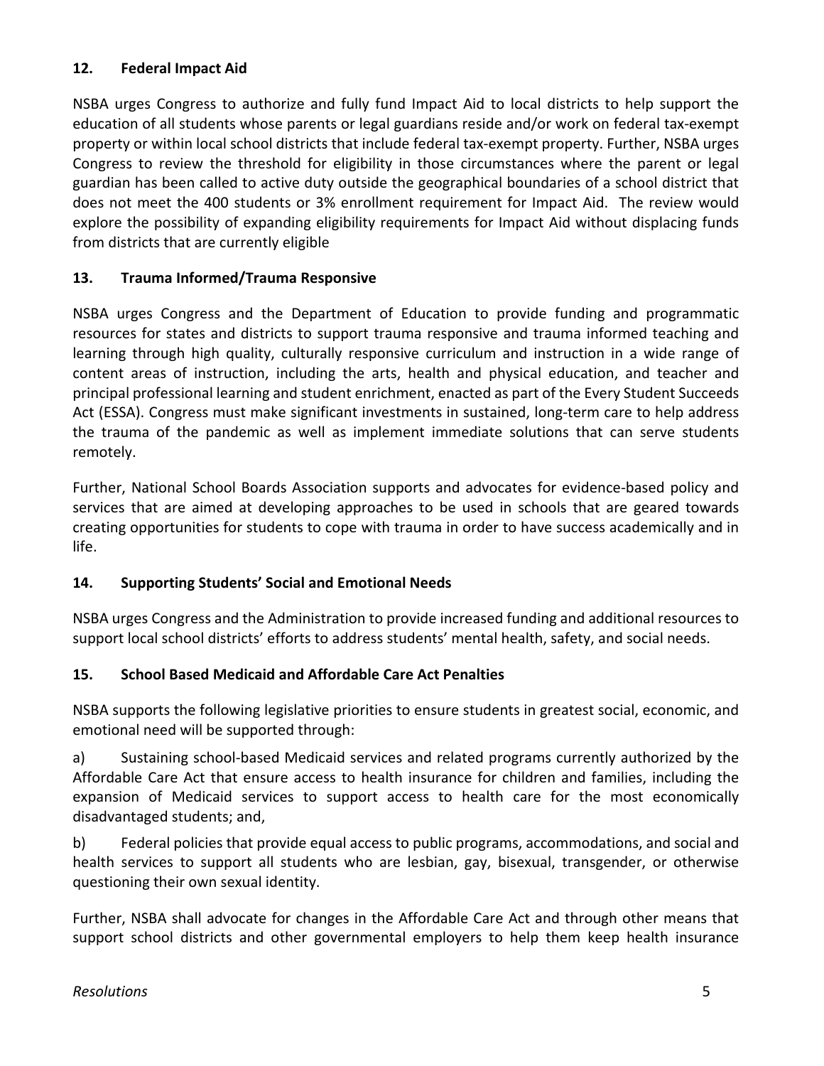### 12. Federal Impact Aid

NSBA urges Congress to authorize and fully fund Impact Aid to local districts to help support the education of all students whose parents or legal guardians reside and/or work on federal tax-exempt property or within local school districts that include federal tax-exempt property. Further, NSBA urges Congress to review the threshold for eligibility in those circumstances where the parent or legal guardian has been called to active duty outside the geographical boundaries of a school district that does not meet the 400 students or 3% enrollment requirement for Impact Aid. The review would explore the possibility of expanding eligibility requirements for Impact Aid without displacing funds from districts that are currently eligible

### 13. Trauma Informed/Trauma Responsive

NSBA urges Congress and the Department of Education to provide funding and programmatic resources for states and districts to support trauma responsive and trauma informed teaching and learning through high quality, culturally responsive curriculum and instruction in a wide range of content areas of instruction, including the arts, health and physical education, and teacher and principal professional learning and student enrichment, enacted as part of the Every Student Succeeds Act (ESSA). Congress must make significant investments in sustained, long-term care to help address the trauma of the pandemic as well as implement immediate solutions that can serve students remotely.

Further, National School Boards Association supports and advocates for evidence-based policy and services that are aimed at developing approaches to be used in schools that are geared towards creating opportunities for students to cope with trauma in order to have success academically and in life.

### 14. Supporting Students' Social and Emotional Needs

NSBA urges Congress and the Administration to provide increased funding and additional resources to support local school districts' efforts to address students' mental health, safety, and social needs.

### 15. School Based Medicaid and Affordable Care Act Penalties

NSBA supports the following legislative priorities to ensure students in greatest social, economic, and emotional need will be supported through:

a) Sustaining school-based Medicaid services and related programs currently authorized by the Affordable Care Act that ensure access to health insurance for children and families, including the expansion of Medicaid services to support access to health care for the most economically disadvantaged students; and,

b) Federal policies that provide equal access to public programs, accommodations, and social and health services to support all students who are lesbian, gay, bisexual, transgender, or otherwise questioning their own sexual identity.

Further, NSBA shall advocate for changes in the Affordable Care Act and through other means that support school districts and other governmental employers to help them keep health insurance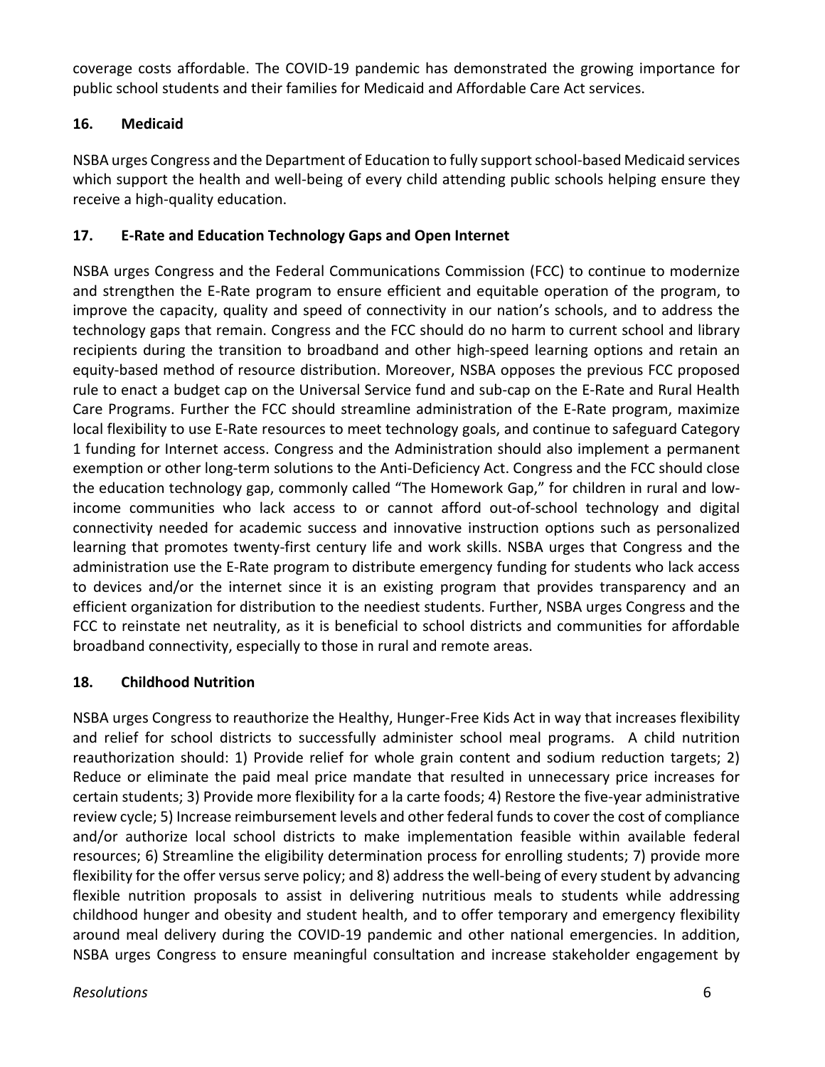coverage costs affordable. The COVID-19 pandemic has demonstrated the growing importance for public school students and their families for Medicaid and Affordable Care Act services.

### 16. Medicaid

NSBA urges Congress and the Department of Education to fully support school-based Medicaid services which support the health and well-being of every child attending public schools helping ensure they receive a high-quality education.

### 17. E-Rate and Education Technology Gaps and Open Internet

NSBA urges Congress and the Federal Communications Commission (FCC) to continue to modernize and strengthen the E-Rate program to ensure efficient and equitable operation of the program, to improve the capacity, quality and speed of connectivity in our nation's schools, and to address the technology gaps that remain. Congress and the FCC should do no harm to current school and library recipients during the transition to broadband and other high-speed learning options and retain an equity-based method of resource distribution. Moreover, NSBA opposes the previous FCC proposed rule to enact a budget cap on the Universal Service fund and sub-cap on the E-Rate and Rural Health Care Programs. Further the FCC should streamline administration of the E-Rate program, maximize local flexibility to use E-Rate resources to meet technology goals, and continue to safeguard Category 1 funding for Internet access. Congress and the Administration should also implement a permanent exemption or other long-term solutions to the Anti-Deficiency Act. Congress and the FCC should close the education technology gap, commonly called "The Homework Gap," for children in rural and low-income communities who lack access to or cannot afford out-of-school technology and digital connectivity needed for academic success and innovative instruction options such as personalized learning that promotes twenty-first century life and work skills. NSBA urges that Congress and the administration use the E-Rate program to distribute emergency funding for students who lack access to devices and/or the internet since it is an existing program that provides transparency and an efficient organization for distribution to the neediest students. Further, NSBA urges Congress and the FCC to reinstate net neutrality, as it is beneficial to school districts and communities for affordable broadband connectivity, especially to those in rural and remote areas.

### 18. Childhood Nutrition

NSBA urges Congress to reauthorize the Healthy, Hunger-Free Kids Act in way that increases flexibility and relief for school districts to successfully administer school meal programs. A child nutrition reauthorization should: 1) Provide relief for whole grain content and sodium reduction targets; 2) Reduce or eliminate the paid meal price mandate that resulted in unnecessary price increases for certain students; 3) Provide more flexibility for a la carte foods; 4) Restore the five-year administrative review cycle; 5) Increase reimbursement levels and other federal funds to cover the cost of compliance and/or authorize local school districts to make implementation feasible within available federal resources; 6) Streamline the eligibility determination process for enrolling students; 7) provide more flexibility for the offer versus serve policy; and 8) address the well-being of every student by advancing flexible nutrition proposals to assist in delivering nutritious meals to students while addressing childhood hunger and obesity and student health, and to offer temporary and emergency flexibility around meal delivery during the COVID-19 pandemic and other national emergencies. In addition, NSBA urges Congress to ensure meaningful consultation and increase stakeholder engagement by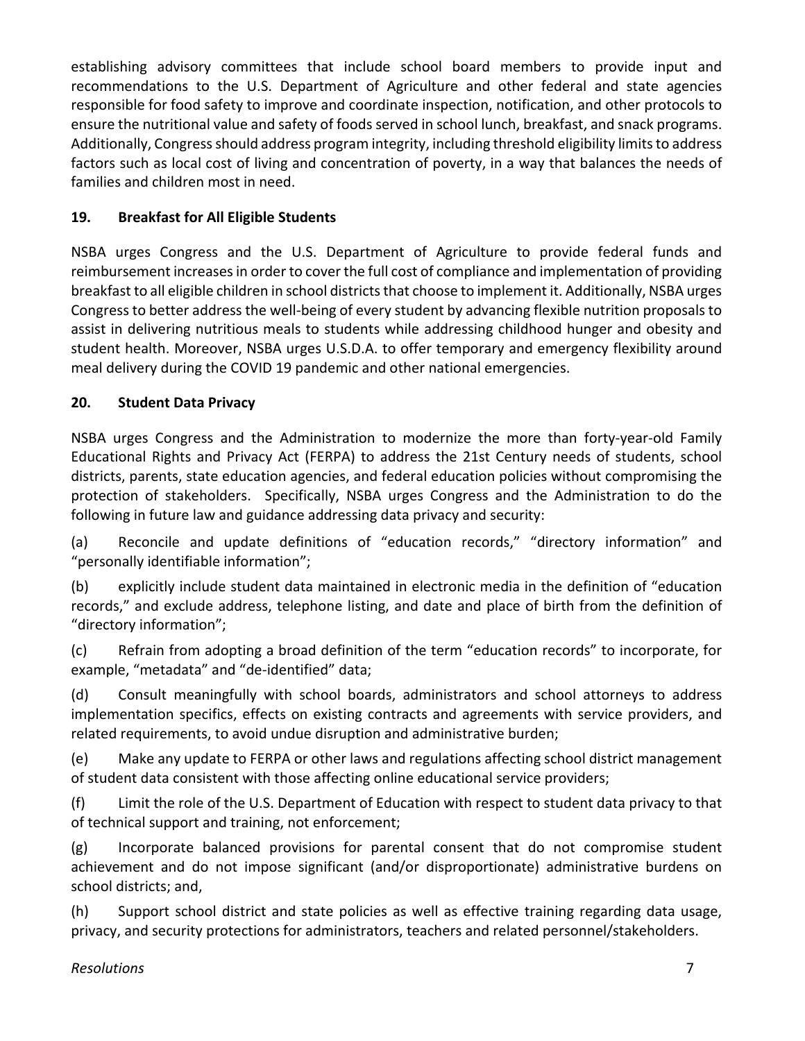establishing advisory committees that include school board members to provide input and recommendations to the U.S. Department of Agriculture and other federal and state agencies responsible for food safety to improve and coordinate inspection, notification, and other protocols to ensure the nutritional value and safety of foods served in school lunch, breakfast, and snack programs. Additionally, Congress should address program integrity, including threshold eligibility limits to address factors such as local cost of living and concentration of poverty, in a way that balances the needs of families and children most in need.

### 19. Breakfast for All Eligible Students

NSBA urges Congress and the U.S. Department of Agriculture to provide federal funds and reimbursement increases in order to cover the full cost of compliance and implementation of providing breakfast to all eligible children in school districts that choose to implement it. Additionally, NSBA urges Congress to better address the well-being of every student by advancing flexible nutrition proposals to assist in delivering nutritious meals to students while addressing childhood hunger and obesity and student health. Moreover, NSBA urges U.S.D.A. to offer temporary and emergency flexibility around meal delivery during the COVID 19 pandemic and other national emergencies.

### 20. Student Data Privacy

NSBA urges Congress and the Administration to modernize the more than forty-year-old Family Educational Rights and Privacy Act (FERPA) to address the 21st Century needs of students, school districts, parents, state education agencies, and federal education policies without compromising the protection of stakeholders. Specifically, NSBA urges Congress and the Administration to do the following in future law and guidance addressing data privacy and security:

(a) Reconcile and update definitions of "education records," "directory information" and "personally identifiable information";

(b) explicitly include student data maintained in electronic media in the definition of "education records," and exclude address, telephone listing, and date and place of birth from the definition of "directory information";

(c) Refrain from adopting a broad definition of the term "education records" to incorporate, for example, "metadata" and "de-identified" data;

(d) Consult meaningfully with school boards, administrators and school attorneys to address implementation specifics, effects on existing contracts and agreements with service providers, and related requirements, to avoid undue disruption and administrative burden;

(e) Make any update to FERPA or other laws and regulations affecting school district management of student data consistent with those affecting online educational service providers;

(f) Limit the role of the U.S. Department of Education with respect to student data privacy to that of technical support and training, not enforcement;

(g) Incorporate balanced provisions for parental consent that do not compromise student achievement and do not impose significant (and/or disproportionate) administrative burdens on school districts; and,

(h) Support school district and state policies as well as effective training regarding data usage, privacy, and security protections for administrators, teachers and related personnel/stakeholders.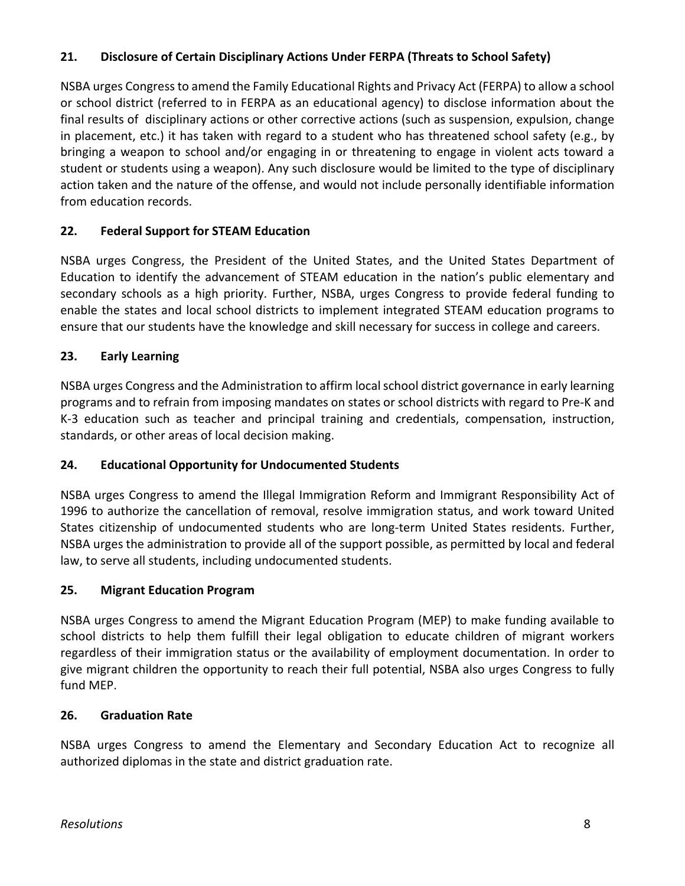### 21. Disclosure of Certain Disciplinary Actions Under FERPA (Threats to School Safety)

NSBA urges Congress to amend the Family Educational Rights and Privacy Act (FERPA) to allow a school or school district (referred to in FERPA as an educational agency) to disclose information about the final results of disciplinary actions or other corrective actions (such as suspension, expulsion, change in placement, etc.) it has taken with regard to a student who has threatened school safety (e.g., by bringing a weapon to school and/or engaging in or threatening to engage in violent acts toward a student or students using a weapon). Any such disclosure would be limited to the type of disciplinary action taken and the nature of the offense, and would not include personally identifiable information from education records.

### 22. Federal Support for STEAM Education

NSBA urges Congress, the President of the United States, and the United States Department of Education to identify the advancement of STEAM education in the nation's public elementary and secondary schools as a high priority. Further, NSBA, urges Congress to provide federal funding to enable the states and local school districts to implement integrated STEAM education programs to ensure that our students have the knowledge and skill necessary for success in college and careers.

### 23. Early Learning

NSBA urges Congress and the Administration to affirm local school district governance in early learning programs and to refrain from imposing mandates on states or school districts with regard to Pre-K and K-3 education such as teacher and principal training and credentials, compensation, instruction, standards, or other areas of local decision making.

### 24. Educational Opportunity for Undocumented Students

NSBA urges Congress to amend the Illegal Immigration Reform and Immigrant Responsibility Act of 1996 to authorize the cancellation of removal, resolve immigration status, and work toward United States citizenship of undocumented students who are long-term United States residents. Further, NSBA urges the administration to provide all of the support possible, as permitted by local and federal law, to serve all students, including undocumented students.

### 25. Migrant Education Program

NSBA urges Congress to amend the Migrant Education Program (MEP) to make funding available to school districts to help them fulfill their legal obligation to educate children of migrant workers regardless of their immigration status or the availability of employment documentation. In order to give migrant children the opportunity to reach their full potential, NSBA also urges Congress to fully fund MEP.

### 26. Graduation Rate

NSBA urges Congress to amend the Elementary and Secondary Education Act to recognize all authorized diplomas in the state and district graduation rate.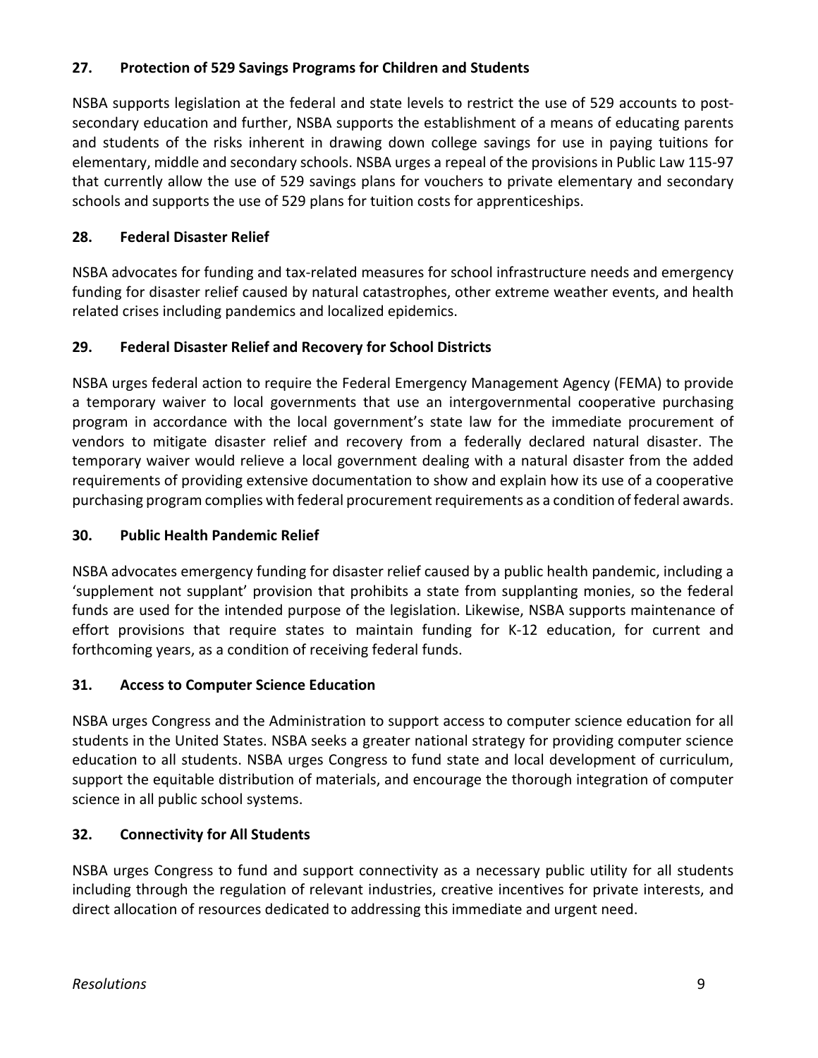### 27. Protection of 529 Savings Programs for Children and Students

NSBA supports legislation at the federal and state levels to restrict the use of 529 accounts to post-secondary education and further, NSBA supports the establishment of a means of educating parents and students of the risks inherent in drawing down college savings for use in paying tuitions for elementary, middle and secondary schools. NSBA urges a repeal of the provisions in Public Law 115-97 that currently allow the use of 529 savings plans for vouchers to private elementary and secondary schools and supports the use of 529 plans for tuition costs for apprenticeships.

### 28. Federal Disaster Relief

NSBA advocates for funding and tax-related measures for school infrastructure needs and emergency funding for disaster relief caused by natural catastrophes, other extreme weather events, and health related crises including pandemics and localized epidemics.

### 29. Federal Disaster Relief and Recovery for School Districts

NSBA urges federal action to require the Federal Emergency Management Agency (FEMA) to provide a temporary waiver to local governments that use an intergovernmental cooperative purchasing program in accordance with the local government's state law for the immediate procurement of vendors to mitigate disaster relief and recovery from a federally declared natural disaster. The temporary waiver would relieve a local government dealing with a natural disaster from the added requirements of providing extensive documentation to show and explain how its use of a cooperative purchasing program complies with federal procurement requirements as a condition of federal awards.

### 30. Public Health Pandemic Relief

NSBA advocates emergency funding for disaster relief caused by a public health pandemic, including a 'supplement not supplant' provision that prohibits a state from supplanting monies, so the federal funds are used for the intended purpose of the legislation. Likewise, NSBA supports maintenance of effort provisions that require states to maintain funding for K-12 education, for current and forthcoming years, as a condition of receiving federal funds.

### 31. Access to Computer Science Education

NSBA urges Congress and the Administration to support access to computer science education for all students in the United States. NSBA seeks a greater national strategy for providing computer science education to all students. NSBA urges Congress to fund state and local development of curriculum, support the equitable distribution of materials, and encourage the thorough integration of computer science in all public school systems.

### 32. Connectivity for All Students

NSBA urges Congress to fund and support connectivity as a necessary public utility for all students including through the regulation of relevant industries, creative incentives for private interests, and direct allocation of resources dedicated to addressing this immediate and urgent need.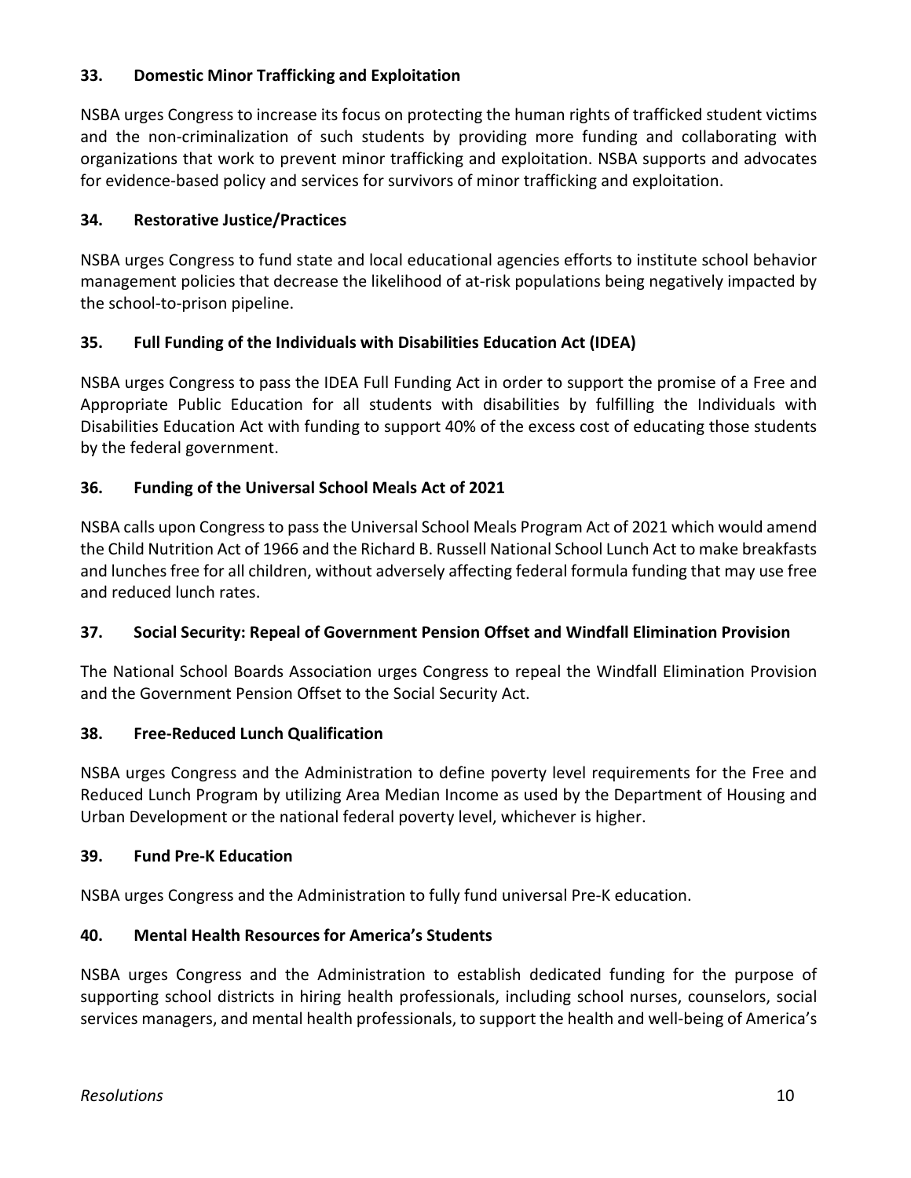### 33. Domestic Minor Trafficking and Exploitation

NSBA urges Congress to increase its focus on protecting the human rights of trafficked student victims and the non-criminalization of such students by providing more funding and collaborating with organizations that work to prevent minor trafficking and exploitation. NSBA supports and advocates for evidence-based policy and services for survivors of minor trafficking and exploitation.

### 34. Restorative Justice/Practices

NSBA urges Congress to fund state and local educational agencies efforts to institute school behavior management policies that decrease the likelihood of at-risk populations being negatively impacted by the school-to-prison pipeline.

### 35. Full Funding of the Individuals with Disabilities Education Act (IDEA)

NSBA urges Congress to pass the IDEA Full Funding Act in order to support the promise of a Free and Appropriate Public Education for all students with disabilities by fulfilling the Individuals with Disabilities Education Act with funding to support 40% of the excess cost of educating those students by the federal government.

### 36. Funding of the Universal School Meals Act of 2021

NSBA calls upon Congress to pass the Universal School Meals Program Act of 2021 which would amend the Child Nutrition Act of 1966 and the Richard B. Russell National School Lunch Act to make breakfasts and lunches free for all children, without adversely affecting federal formula funding that may use free and reduced lunch rates.

### 37. Social Security: Repeal of Government Pension Offset and Windfall Elimination Provision

The National School Boards Association urges Congress to repeal the Windfall Elimination Provision and the Government Pension Offset to the Social Security Act.

### 38. Free-Reduced Lunch Qualification

NSBA urges Congress and the Administration to define poverty level requirements for the Free and Reduced Lunch Program by utilizing Area Median Income as used by the Department of Housing and Urban Development or the national federal poverty level, whichever is higher.

### 39. Fund Pre-K Education

NSBA urges Congress and the Administration to fully fund universal Pre-K education.

### 40. Mental Health Resources for America's Students

NSBA urges Congress and the Administration to establish dedicated funding for the purpose of supporting school districts in hiring health professionals, including school nurses, counselors, social services managers, and mental health professionals, to support the health and well-being of America's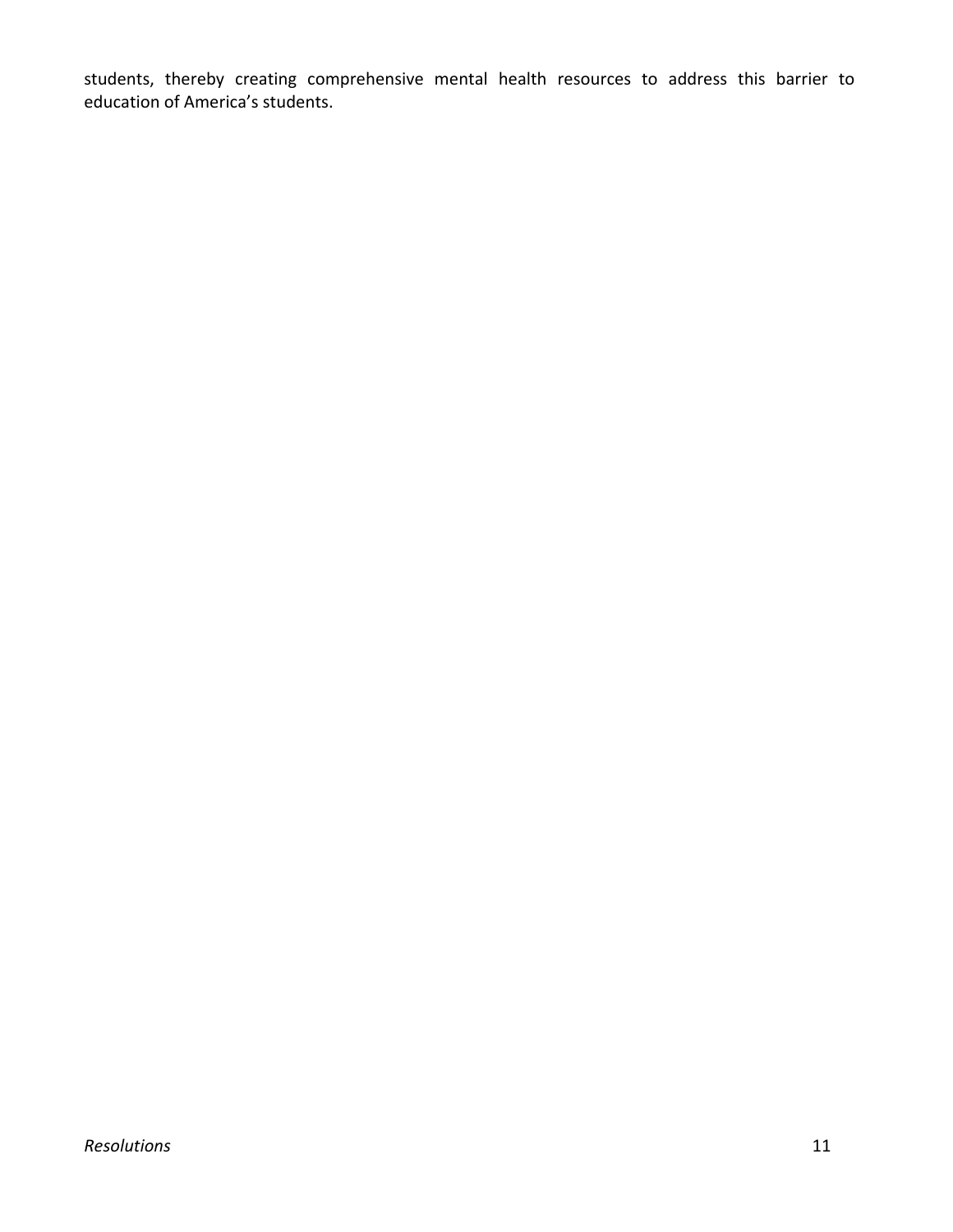students, thereby creating comprehensive mental health resources to address this barrier to education of America's students.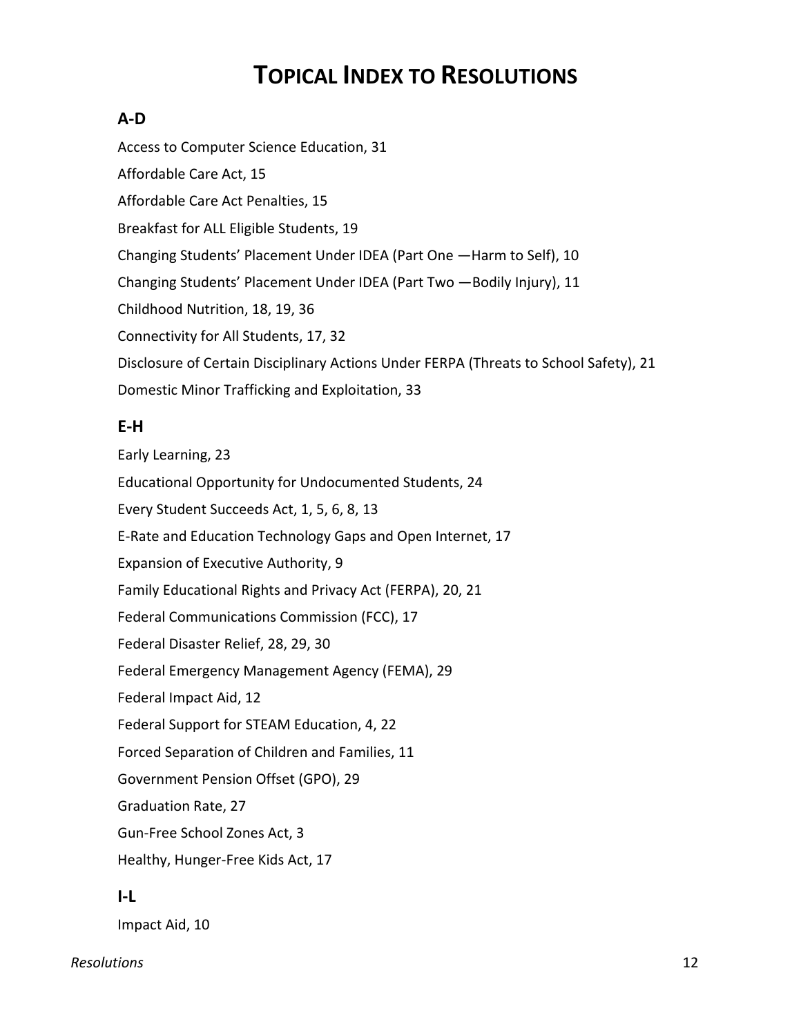# Topical Index to Resolutions

## A-D

Access to Computer Science Education, 31

Affordable Care Act, 15

Affordable Care Act Penalties, 15

Breakfast for ALL Eligible Students, 19

Changing Students' Placement Under IDEA (Part One —Harm to Self), 10

Changing Students' Placement Under IDEA (Part Two —Bodily Injury), 11

Childhood Nutrition, 18, 19, 36

Connectivity for All Students, 17, 32

Disclosure of Certain Disciplinary Actions Under FERPA (Threats to School Safety), 21

Domestic Minor Trafficking and Exploitation, 33

## E-H

Early Learning, 23

Educational Opportunity for Undocumented Students, 24

Every Student Succeeds Act, 1, 5, 6, 8, 13

E-Rate and Education Technology Gaps and Open Internet, 17

Expansion of Executive Authority, 9

Family Educational Rights and Privacy Act (FERPA), 20, 21

Federal Communications Commission (FCC), 17

Federal Disaster Relief, 28, 29, 30

Federal Emergency Management Agency (FEMA), 29

Federal Impact Aid, 12

Federal Support for STEAM Education, 4, 22

Forced Separation of Children and Families, 11

Government Pension Offset (GPO), 29

Graduation Rate, 27

Gun-Free School Zones Act, 3

Healthy, Hunger-Free Kids Act, 17

## I-L

Impact Aid, 10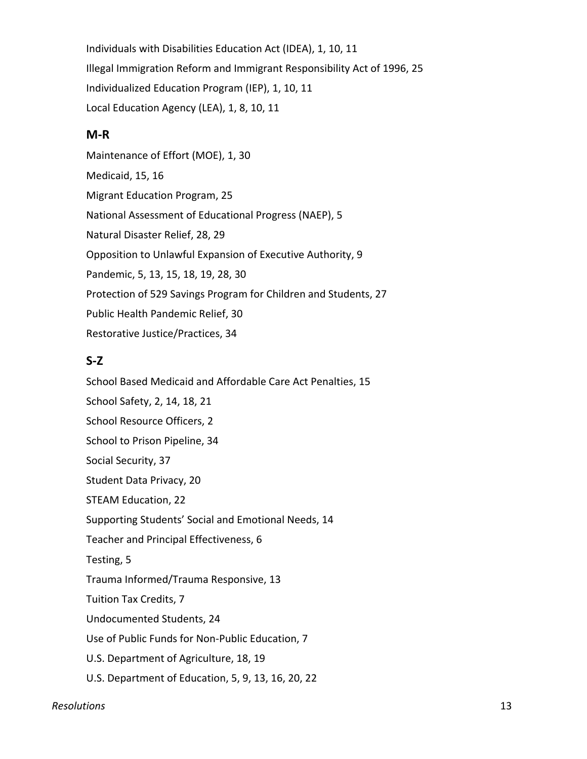Individuals with Disabilities Education Act (IDEA), 1, 10, 11

Illegal Immigration Reform and Immigrant Responsibility Act of 1996, 25

Individualized Education Program (IEP), 1, 10, 11

Local Education Agency (LEA), 1, 8, 10, 11

## M-R

Maintenance of Effort (MOE), 1, 30

Medicaid, 15, 16

Migrant Education Program, 25

National Assessment of Educational Progress (NAEP), 5

Natural Disaster Relief, 28, 29

Opposition to Unlawful Expansion of Executive Authority, 9

Pandemic, 5, 13, 15, 18, 19, 28, 30

Protection of 529 Savings Program for Children and Students, 27

Public Health Pandemic Relief, 30

Restorative Justice/Practices, 34

## S-Z

School Based Medicaid and Affordable Care Act Penalties, 15

School Safety, 2, 14, 18, 21

School Resource Officers, 2

School to Prison Pipeline, 34

Social Security, 37

Student Data Privacy, 20

STEAM Education, 22

Supporting Students' Social and Emotional Needs, 14

Teacher and Principal Effectiveness, 6

Testing, 5

Trauma Informed/Trauma Responsive, 13

Tuition Tax Credits, 7

Undocumented Students, 24

Use of Public Funds for Non-Public Education, 7

U.S. Department of Agriculture, 18, 19

U.S. Department of Education, 5, 9, 13, 16, 20, 22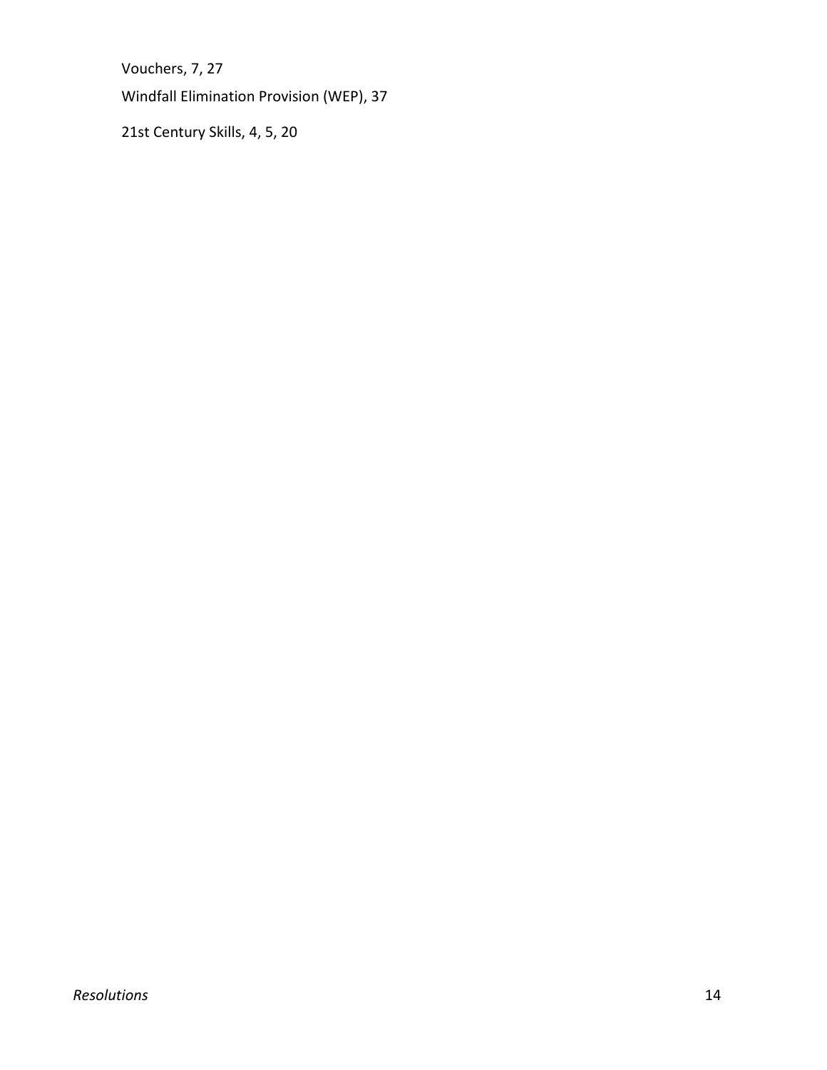Vouchers, 7, 27

Windfall Elimination Provision (WEP), 37

21st Century Skills, 4, 5, 20